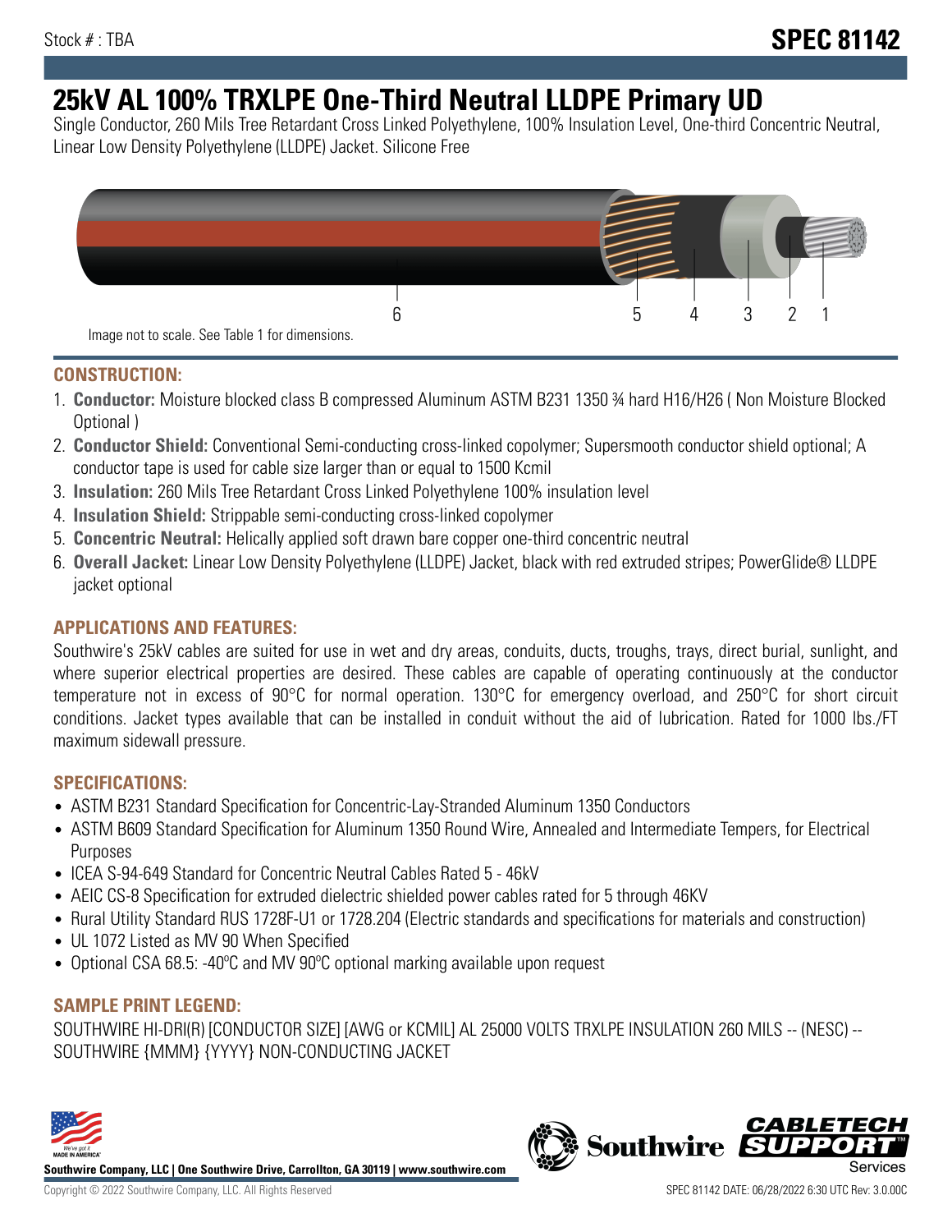Stock # : TBA

**SPEC 81142**

# 25kV AL 100% TRXLPE One-Third Neutral LLDPE Primary UD

Single Conductor, 260 Mils Tree Retardant Cross Linked Polyethylene, 100% Insulation Level, One-third Concentric Neutral, Linear Low Density Polyethylene (LLDPE) Jacket. Silicone Free

6 5 4 3 2 1

Image not to scale. See Table 1 for dimensions.

## CONSTRUCTION:

1. **Conductor:** Moisture blocked class B compressed Aluminum ASTM B231 1350 ¾ hard H16/H26 ( Non Moisture Blocked Optional )
2. **Conductor Shield:** Conventional Semi-conducting cross-linked copolymer; Supersmooth conductor shield optional; A conductor tape is used for cable size larger than or equal to 1500 Kcmil
3. **Insulation:** 260 Mils Tree Retardant Cross Linked Polyethylene 100% insulation level
4. **Insulation Shield:** Strippable semi-conducting cross-linked copolymer
5. **Concentric Neutral:** Helically applied soft drawn bare copper one-third concentric neutral
6. **Overall Jacket:** Linear Low Density Polyethylene (LLDPE) Jacket, black with red extruded stripes; PowerGlide® LLDPE jacket optional

## APPLICATIONS AND FEATURES:

Southwire's 25kV cables are suited for use in wet and dry areas, conduits, ducts, troughs, trays, direct burial, sunlight, and where superior electrical properties are desired. These cables are capable of operating continuously at the conductor temperature not in excess of 90°C for normal operation. 130°C for emergency overload, and 250°C for short circuit conditions. Jacket types available that can be installed in conduit without the aid of lubrication. Rated for 1000 lbs./FT maximum sidewall pressure.

## SPECIFICATIONS:

- ASTM B231 Standard Specification for Concentric-Lay-Stranded Aluminum 1350 Conductors
- ASTM B609 Standard Specification for Aluminum 1350 Round Wire, Annealed and Intermediate Tempers, for Electrical Purposes
- ICEA S-94-649 Standard for Concentric Neutral Cables Rated 5 - 46kV
- AEIC CS-8 Specification for extruded dielectric shielded power cables rated for 5 through 46KV
- Rural Utility Standard RUS 1728F-U1 or 1728.204 (Electric standards and specifications for materials and construction)
- UL 1072 Listed as MV 90 When Specified
- Optional CSA 68.5: -40ºC and MV 90ºC optional marking available upon request

## SAMPLE PRINT LEGEND:

SOUTHWIRE HI-DRI(R) [CONDUCTOR SIZE] [AWG or KCMIL] AL 25000 VOLTS TRXLPE INSULATION 260 MILS -- (NESC) -- SOUTHWIRE {MMM} {YYYY} NON-CONDUCTING JACKET

**Southwire Company, LLC | One Southwire Drive, Carrollton, GA 30119 | www.southwire.com**

Copyright © 2022 Southwire Company, LLC. All Rights Reserved

SPEC 81142 DATE: 06/28/2022 6:30 UTC Rev: 3.0.00C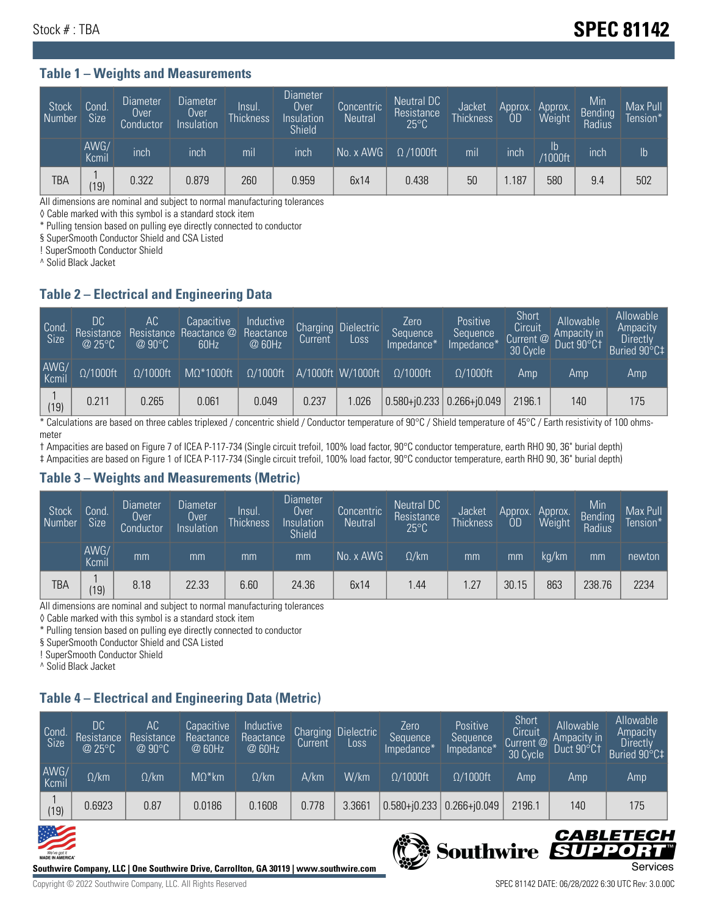Stock # : TBA

# SPEC 81142

## Table 1 – Weights and Measurements

| Stock Number | Cond. Size | Diameter Over Conductor | Diameter Over Insulation | Insul. Thickness | Diameter Over Insulation Shield | Concentric Neutral | Neutral DC Resistance 25°C | Jacket Thickness | Approx. OD | Approx. Weight | Min Bending Radius | Max Pull Tension* |
|---|---|---|---|---|---|---|---|---|---|---|---|---|
| | AWG/ Kcmil | inch | inch | mil | inch | No. x AWG | Ω /1000ft | mil | inch | lb /1000ft | inch | lb |
| TBA | 1 (19) | 0.322 | 0.879 | 260 | 0.959 | 6x14 | 0.438 | 50 | 1.187 | 580 | 9.4 | 502 |

All dimensions are nominal and subject to normal manufacturing tolerances
◊ Cable marked with this symbol is a standard stock item
* Pulling tension based on pulling eye directly connected to conductor
§ SuperSmooth Conductor Shield and CSA Listed
! SuperSmooth Conductor Shield
^ Solid Black Jacket

## Table 2 – Electrical and Engineering Data

| Cond. Size | DC Resistance @ 25°C | AC Resistance @ 90°C | Capacitive Reactance @ 60Hz | Inductive Reactance @ 60Hz | Charging Current | Dielectric Loss | Zero Sequence Impedance* | Positive Sequence Impedance* | Short Circuit Current @ 30 Cycle | Allowable Ampacity in Duct 90°C† | Allowable Ampacity Directly Buried 90°C‡ |
|---|---|---|---|---|---|---|---|---|---|---|---|
| AWG/ Kcmil | Ω/1000ft | Ω/1000ft | MΩ*1000ft | Ω/1000ft | A/1000ft | W/1000ft | Ω/1000ft | Ω/1000ft | Amp | Amp | Amp |
| 1 (19) | 0.211 | 0.265 | 0.061 | 0.049 | 0.237 | 1.026 | 0.580+j0.233 | 0.266+j0.049 | 2196.1 | 140 | 175 |

* Calculations are based on three cables triplexed / concentric shield / Conductor temperature of 90°C / Shield temperature of 45°C / Earth resistivity of 100 ohms-meter
† Ampacities are based on Figure 7 of ICEA P-117-734 (Single circuit trefoil, 100% load factor, 90°C conductor temperature, earth RHO 90, 36" burial depth)
‡ Ampacities are based on Figure 1 of ICEA P-117-734 (Single circuit trefoil, 100% load factor, 90°C conductor temperature, earth RHO 90, 36" burial depth)

## Table 3 – Weights and Measurements (Metric)

| Stock Number | Cond. Size | Diameter Over Conductor | Diameter Over Insulation | Insul. Thickness | Diameter Over Insulation Shield | Concentric Neutral | Neutral DC Resistance 25°C | Jacket Thickness | Approx. OD | Approx. Weight | Min Bending Radius | Max Pull Tension* |
|---|---|---|---|---|---|---|---|---|---|---|---|---|
| | AWG/ Kcmil | mm | mm | mm | mm | No. x AWG | Ω/km | mm | mm | kg/km | mm | newton |
| TBA | 1 (19) | 8.18 | 22.33 | 6.60 | 24.36 | 6x14 | 1.44 | 1.27 | 30.15 | 863 | 238.76 | 2234 |

All dimensions are nominal and subject to normal manufacturing tolerances
◊ Cable marked with this symbol is a standard stock item
* Pulling tension based on pulling eye directly connected to conductor
§ SuperSmooth Conductor Shield and CSA Listed
! SuperSmooth Conductor Shield
^ Solid Black Jacket

## Table 4 – Electrical and Engineering Data (Metric)

| Cond. Size | DC Resistance @ 25°C | AC Resistance @ 90°C | Capacitive Reactance @ 60Hz | Inductive Reactance @ 60Hz | Charging Current | Dielectric Loss | Zero Sequence Impedance* | Positive Sequence Impedance* | Short Circuit Current @ 30 Cycle | Allowable Ampacity in Duct 90°C† | Allowable Ampacity Directly Buried 90°C‡ |
|---|---|---|---|---|---|---|---|---|---|---|---|
| AWG/ Kcmil | Ω/km | Ω/km | MΩ*km | Ω/km | A/km | W/km | Ω/1000ft | Ω/1000ft | Amp | Amp | Amp |
| 1 (19) | 0.6923 | 0.87 | 0.0186 | 0.1608 | 0.778 | 3.3661 | 0.580+j0.233 | 0.266+j0.049 | 2196.1 | 140 | 175 |

Southwire Company, LLC | One Southwire Drive, Carrollton, GA 30119 | www.southwire.com

Copyright © 2022 Southwire Company, LLC. All Rights Reserved

SPEC 81142 DATE: 06/28/2022 6:30 UTC Rev: 3.0.00C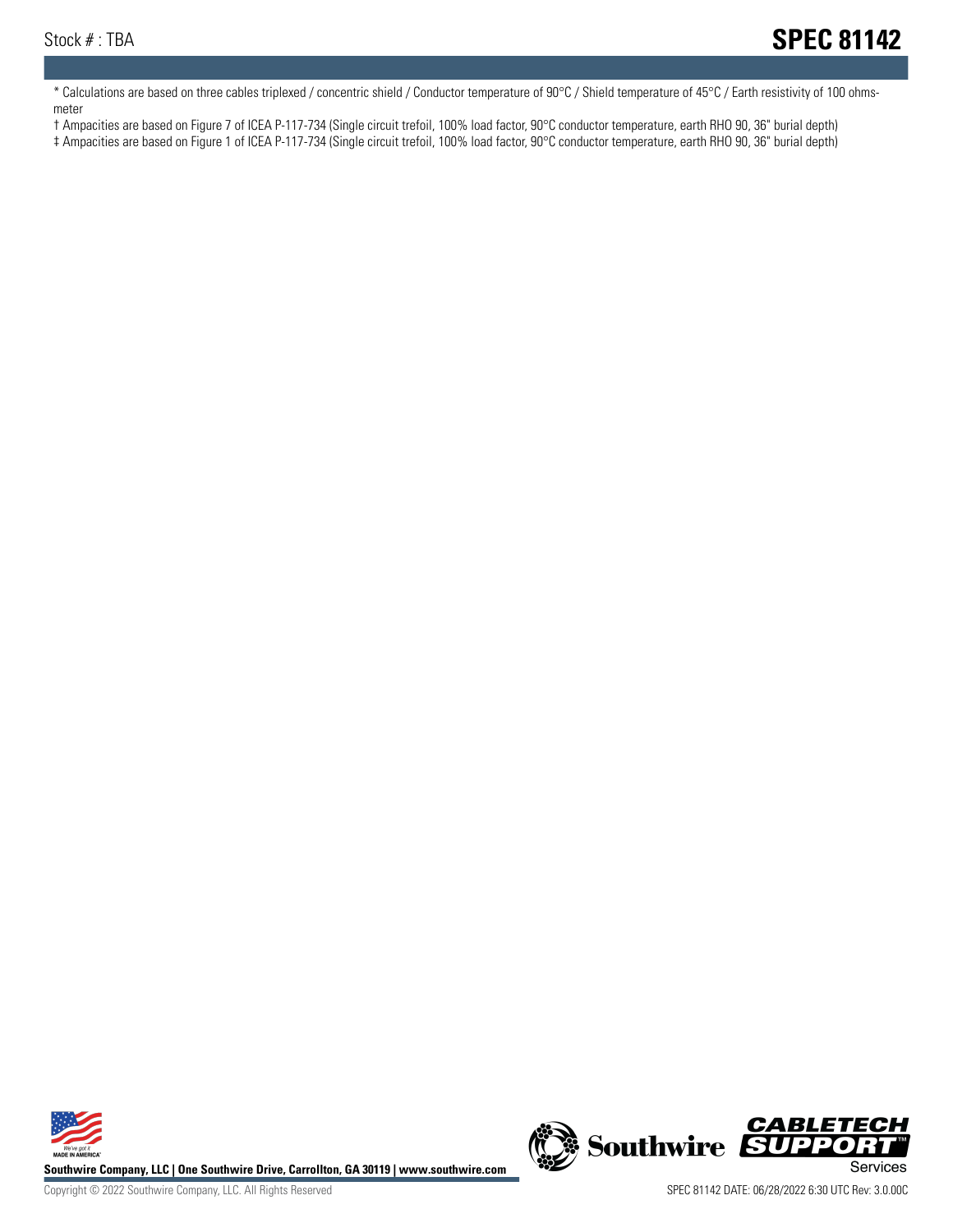* Calculations are based on three cables triplexed / concentric shield / Conductor temperature of 90°C / Shield temperature of 45°C / Earth resistivity of 100 ohms-meter

† Ampacities are based on Figure 7 of ICEA P-117-734 (Single circuit trefoil, 100% load factor, 90°C conductor temperature, earth RHO 90, 36" burial depth)

‡ Ampacities are based on Figure 1 of ICEA P-117-734 (Single circuit trefoil, 100% load factor, 90°C conductor temperature, earth RHO 90, 36" burial depth)